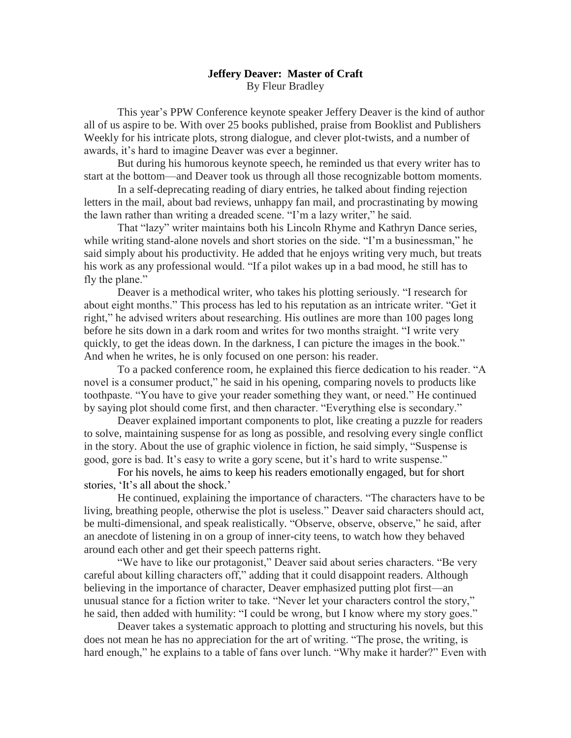# Jeffery Deaver: Master of Craft

By Fleur Bradley

This year's PPW Conference keynote speaker Jeffery Deaver is the kind of author all of us aspire to be. With over 25 books published, praise from Booklist and Publishers Weekly for his intricate plots, strong dialogue, and clever plot-twists, and a number of awards, it's hard to imagine Deaver was ever a beginner.

But during his humorous keynote speech, he reminded us that every writer has to start at the bottom—and Deaver took us through all those recognizable bottom moments.

In a self-deprecating reading of diary entries, he talked about finding rejection letters in the mail, about bad reviews, unhappy fan mail, and procrastinating by mowing the lawn rather than writing a dreaded scene. "I'm a lazy writer," he said.

That "lazy" writer maintains both his Lincoln Rhyme and Kathryn Dance series, while writing stand-alone novels and short stories on the side. "I'm a businessman," he said simply about his productivity. He added that he enjoys writing very much, but treats his work as any professional would. "If a pilot wakes up in a bad mood, he still has to fly the plane."

Deaver is a methodical writer, who takes his plotting seriously. "I research for about eight months." This process has led to his reputation as an intricate writer. "Get it right," he advised writers about researching. His outlines are more than 100 pages long before he sits down in a dark room and writes for two months straight. "I write very quickly, to get the ideas down. In the darkness, I can picture the images in the book." And when he writes, he is only focused on one person: his reader.

To a packed conference room, he explained this fierce dedication to his reader. "A novel is a consumer product," he said in his opening, comparing novels to products like toothpaste. "You have to give your reader something they want, or need." He continued by saying plot should come first, and then character. "Everything else is secondary."

Deaver explained important components to plot, like creating a puzzle for readers to solve, maintaining suspense for as long as possible, and resolving every single conflict in the story. About the use of graphic violence in fiction, he said simply, "Suspense is good, gore is bad. It's easy to write a gory scene, but it's hard to write suspense."

For his novels, he aims to keep his readers emotionally engaged, but for short stories, 'It's all about the shock.'

He continued, explaining the importance of characters. "The characters have to be living, breathing people, otherwise the plot is useless." Deaver said characters should act, be multi-dimensional, and speak realistically. "Observe, observe, observe," he said, after an anecdote of listening in on a group of inner-city teens, to watch how they behaved around each other and get their speech patterns right.

"We have to like our protagonist," Deaver said about series characters. "Be very careful about killing characters off," adding that it could disappoint readers. Although believing in the importance of character, Deaver emphasized putting plot first—an unusual stance for a fiction writer to take. "Never let your characters control the story," he said, then added with humility: "I could be wrong, but I know where my story goes."

Deaver takes a systematic approach to plotting and structuring his novels, but this does not mean he has no appreciation for the art of writing. "The prose, the writing, is hard enough," he explains to a table of fans over lunch. "Why make it harder?" Even with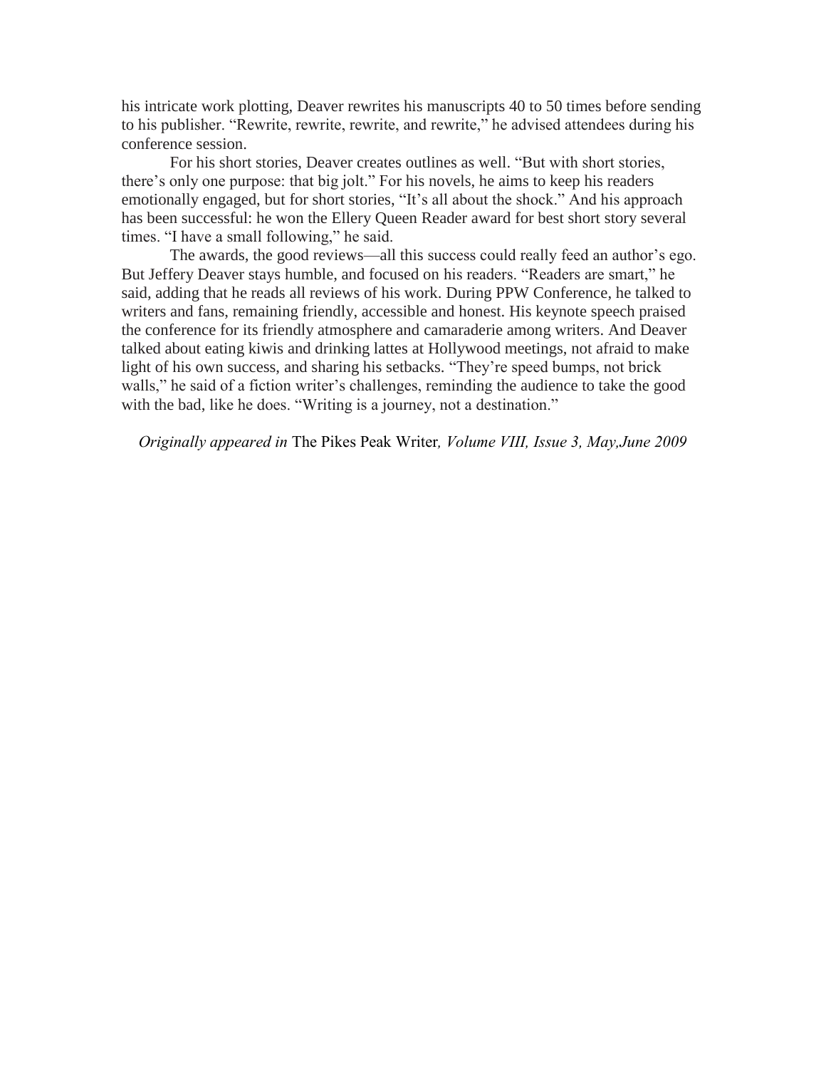his intricate work plotting, Deaver rewrites his manuscripts 40 to 50 times before sending to his publisher. "Rewrite, rewrite, rewrite, and rewrite," he advised attendees during his conference session.

For his short stories, Deaver creates outlines as well. "But with short stories, there's only one purpose: that big jolt." For his novels, he aims to keep his readers emotionally engaged, but for short stories, "It's all about the shock." And his approach has been successful: he won the Ellery Queen Reader award for best short story several times. "I have a small following," he said.

The awards, the good reviews—all this success could really feed an author's ego. But Jeffery Deaver stays humble, and focused on his readers. "Readers are smart," he said, adding that he reads all reviews of his work. During PPW Conference, he talked to writers and fans, remaining friendly, accessible and honest. His keynote speech praised the conference for its friendly atmosphere and camaraderie among writers. And Deaver talked about eating kiwis and drinking lattes at Hollywood meetings, not afraid to make light of his own success, and sharing his setbacks. "They're speed bumps, not brick walls," he said of a fiction writer's challenges, reminding the audience to take the good with the bad, like he does. "Writing is a journey, not a destination."

*Originally appeared in* The Pikes Peak Writer*, Volume VIII, Issue 3, May,June 2009*